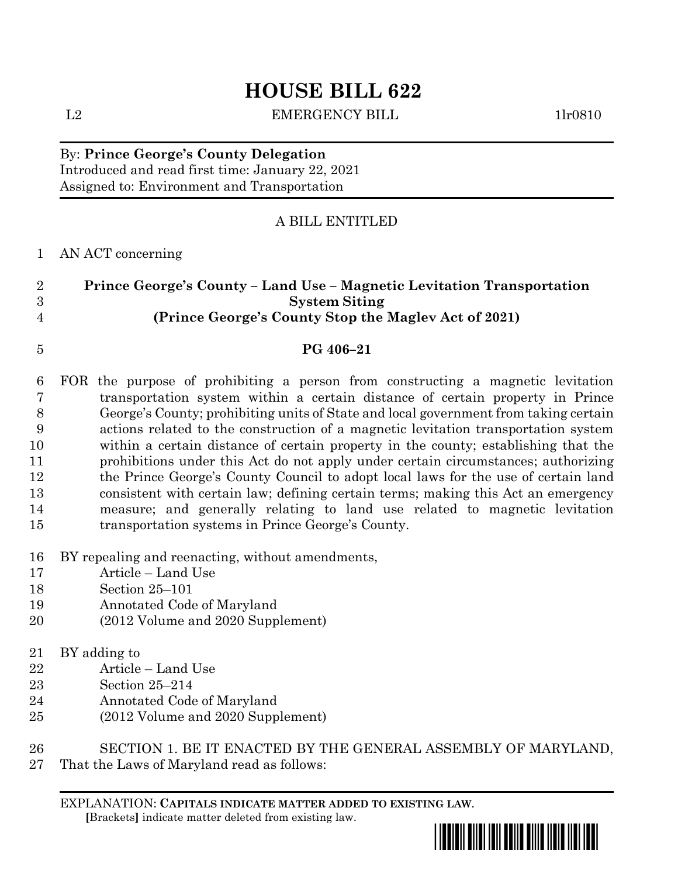# HOUSE BILL 622

L2 EMERGENCY BILL 1lr0810

By: **Prince George's County Delegation**
Introduced and read first time: January 22, 2021
Assigned to: Environment and Transportation

A BILL ENTITLED

1 AN ACT concerning

2 **Prince George's County – Land Use – Magnetic Levitation Transportation**
3 **System Siting**
4 **(Prince George's County Stop the Maglev Act of 2021)**

5 **PG 406–21**

6 FOR the purpose of prohibiting a person from constructing a magnetic levitation
7 transportation system within a certain distance of certain property in Prince
8 George's County; prohibiting units of State and local government from taking certain
9 actions related to the construction of a magnetic levitation transportation system
10 within a certain distance of certain property in the county; establishing that the
11 prohibitions under this Act do not apply under certain circumstances; authorizing
12 the Prince George's County Council to adopt local laws for the use of certain land
13 consistent with certain law; defining certain terms; making this Act an emergency
14 measure; and generally relating to land use related to magnetic levitation
15 transportation systems in Prince George's County.

16 BY repealing and reenacting, without amendments,
17 Article – Land Use
18 Section 25–101
19 Annotated Code of Maryland
20 (2012 Volume and 2020 Supplement)

21 BY adding to
22 Article – Land Use
23 Section 25–214
24 Annotated Code of Maryland
25 (2012 Volume and 2020 Supplement)

26 SECTION 1. BE IT ENACTED BY THE GENERAL ASSEMBLY OF MARYLAND,
27 That the Laws of Maryland read as follows:

EXPLANATION: **CAPITALS INDICATE MATTER ADDED TO EXISTING LAW.**
**[**Brackets**]** indicate matter deleted from existing law.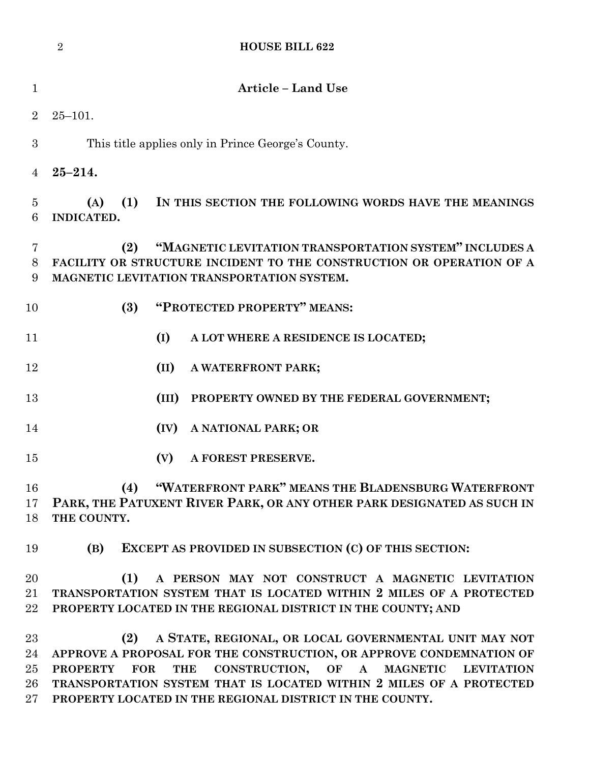## Article – Land Use

25–101.

This title applies only in Prince George's County.

**25–214.**

**(A) (1) IN THIS SECTION THE FOLLOWING WORDS HAVE THE MEANINGS INDICATED.**

**(2) "MAGNETIC LEVITATION TRANSPORTATION SYSTEM" INCLUDES A FACILITY OR STRUCTURE INCIDENT TO THE CONSTRUCTION OR OPERATION OF A MAGNETIC LEVITATION TRANSPORTATION SYSTEM.**

**(3) "PROTECTED PROPERTY" MEANS:**

**(I) A LOT WHERE A RESIDENCE IS LOCATED;**

**(II) A WATERFRONT PARK;**

**(III) PROPERTY OWNED BY THE FEDERAL GOVERNMENT;**

**(IV) A NATIONAL PARK; OR**

**(V) A FOREST PRESERVE.**

**(4) "WATERFRONT PARK" MEANS THE BLADENSBURG WATERFRONT PARK, THE PATUXENT RIVER PARK, OR ANY OTHER PARK DESIGNATED AS SUCH IN THE COUNTY.**

**(B) EXCEPT AS PROVIDED IN SUBSECTION (C) OF THIS SECTION:**

**(1) A PERSON MAY NOT CONSTRUCT A MAGNETIC LEVITATION TRANSPORTATION SYSTEM THAT IS LOCATED WITHIN 2 MILES OF A PROTECTED PROPERTY LOCATED IN THE REGIONAL DISTRICT IN THE COUNTY; AND**

**(2) A STATE, REGIONAL, OR LOCAL GOVERNMENTAL UNIT MAY NOT APPROVE A PROPOSAL FOR THE CONSTRUCTION, OR APPROVE CONDEMNATION OF PROPERTY FOR THE CONSTRUCTION, OF A MAGNETIC LEVITATION TRANSPORTATION SYSTEM THAT IS LOCATED WITHIN 2 MILES OF A PROTECTED PROPERTY LOCATED IN THE REGIONAL DISTRICT IN THE COUNTY.**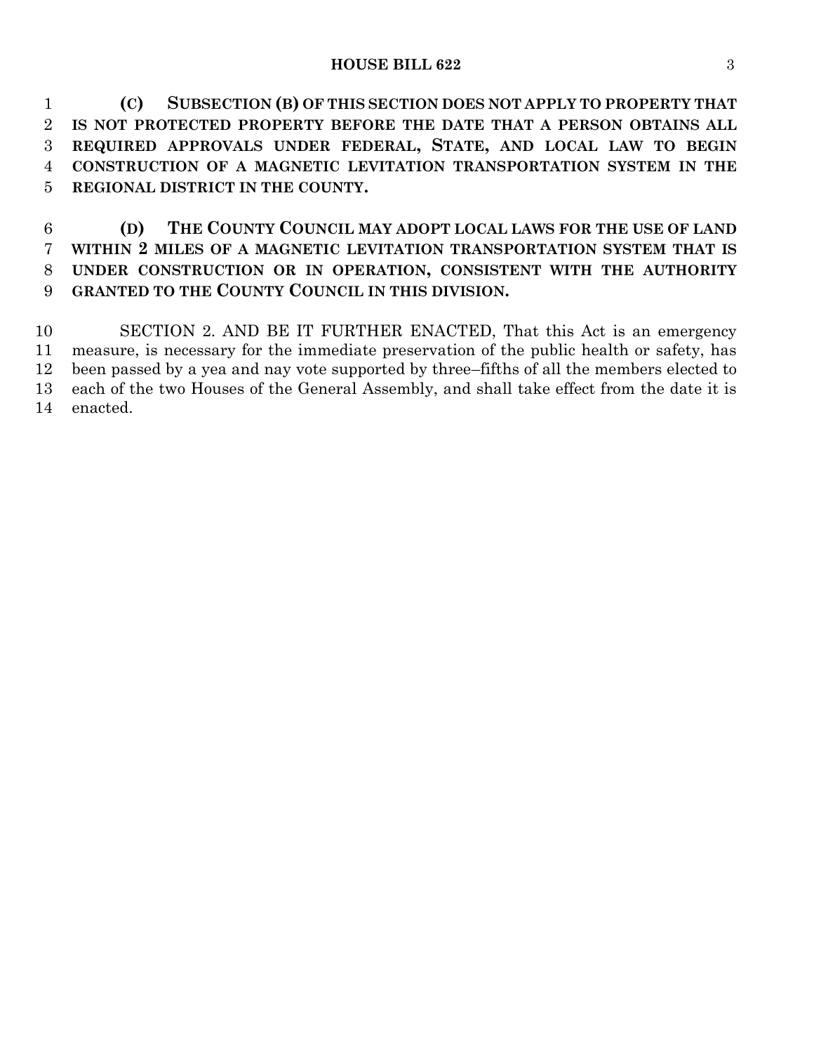**(C) SUBSECTION (B) OF THIS SECTION DOES NOT APPLY TO PROPERTY THAT IS NOT PROTECTED PROPERTY BEFORE THE DATE THAT A PERSON OBTAINS ALL REQUIRED APPROVALS UNDER FEDERAL, STATE, AND LOCAL LAW TO BEGIN CONSTRUCTION OF A MAGNETIC LEVITATION TRANSPORTATION SYSTEM IN THE REGIONAL DISTRICT IN THE COUNTY.**

**(D) THE COUNTY COUNCIL MAY ADOPT LOCAL LAWS FOR THE USE OF LAND WITHIN 2 MILES OF A MAGNETIC LEVITATION TRANSPORTATION SYSTEM THAT IS UNDER CONSTRUCTION OR IN OPERATION, CONSISTENT WITH THE AUTHORITY GRANTED TO THE COUNTY COUNCIL IN THIS DIVISION.**

SECTION 2. AND BE IT FURTHER ENACTED, That this Act is an emergency measure, is necessary for the immediate preservation of the public health or safety, has been passed by a yea and nay vote supported by three–fifths of all the members elected to each of the two Houses of the General Assembly, and shall take effect from the date it is enacted.